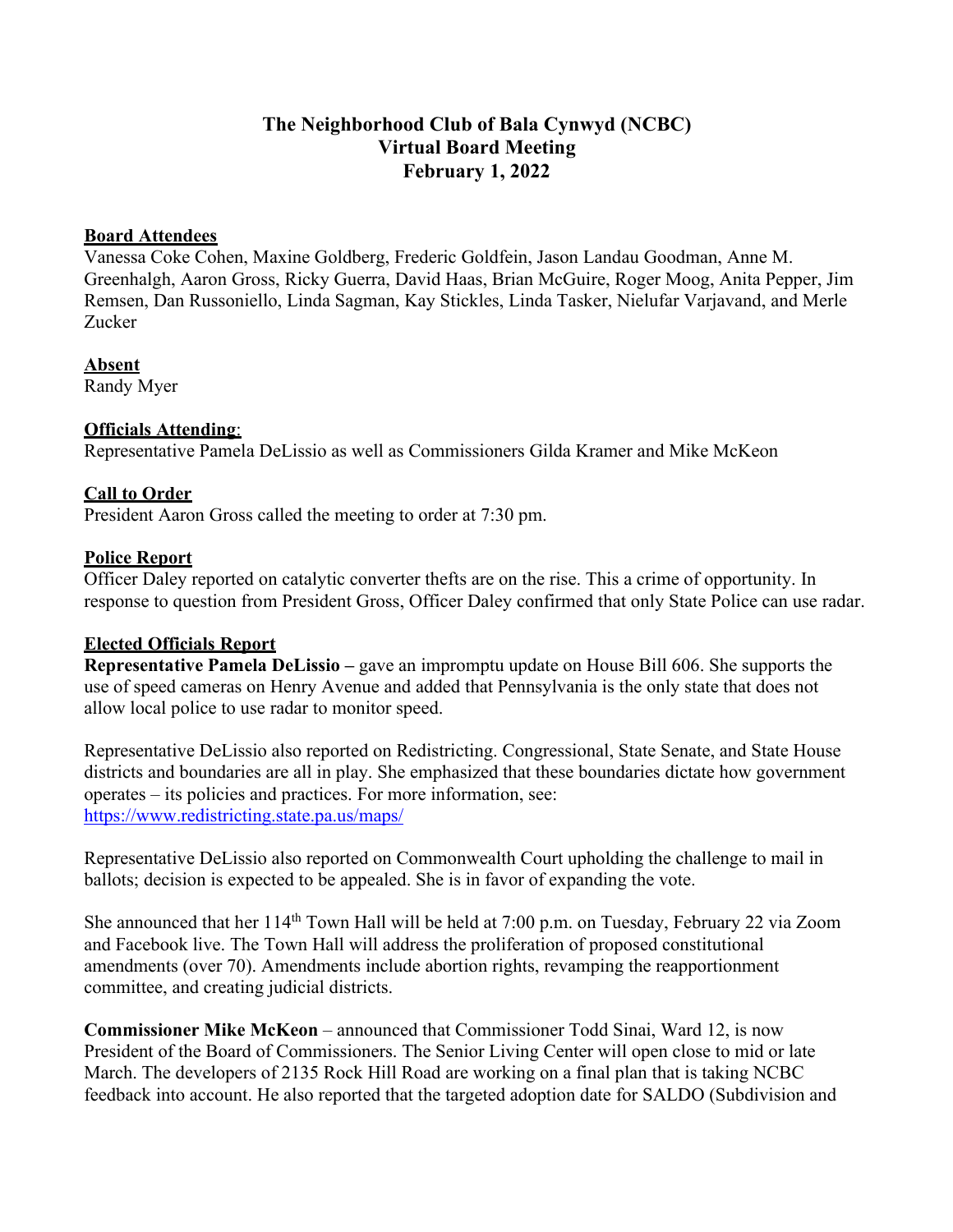# The Neighborhood Club of Bala Cynwyd (NCBC)
## Virtual Board Meeting
## February 1, 2022

**Board Attendees**

Vanessa Coke Cohen, Maxine Goldberg, Frederic Goldfein, Jason Landau Goodman, Anne M. Greenhalgh, Aaron Gross, Ricky Guerra, David Haas, Brian McGuire, Roger Moog, Anita Pepper, Jim Remsen, Dan Russoniello, Linda Sagman, Kay Stickles, Linda Tasker, Nielufar Varjavand, and Merle Zucker

**Absent**

Randy Myer

**Officials Attending**:

Representative Pamela DeLissio as well as Commissioners Gilda Kramer and Mike McKeon

**Call to Order**

President Aaron Gross called the meeting to order at 7:30 pm.

**Police Report**

Officer Daley reported on catalytic converter thefts are on the rise. This a crime of opportunity. In response to question from President Gross, Officer Daley confirmed that only State Police can use radar.

**Elected Officials Report**

**Representative Pamela DeLissio –** gave an impromptu update on House Bill 606. She supports the use of speed cameras on Henry Avenue and added that Pennsylvania is the only state that does not allow local police to use radar to monitor speed.

Representative DeLissio also reported on Redistricting. Congressional, State Senate, and State House districts and boundaries are all in play. She emphasized that these boundaries dictate how government operates – its policies and practices. For more information, see: https://www.redistricting.state.pa.us/maps/

Representative DeLissio also reported on Commonwealth Court upholding the challenge to mail in ballots; decision is expected to be appealed. She is in favor of expanding the vote.

She announced that her 114th Town Hall will be held at 7:00 p.m. on Tuesday, February 22 via Zoom and Facebook live. The Town Hall will address the proliferation of proposed constitutional amendments (over 70). Amendments include abortion rights, revamping the reapportionment committee, and creating judicial districts.

**Commissioner Mike McKeon** – announced that Commissioner Todd Sinai, Ward 12, is now President of the Board of Commissioners. The Senior Living Center will open close to mid or late March. The developers of 2135 Rock Hill Road are working on a final plan that is taking NCBC feedback into account. He also reported that the targeted adoption date for SALDO (Subdivision and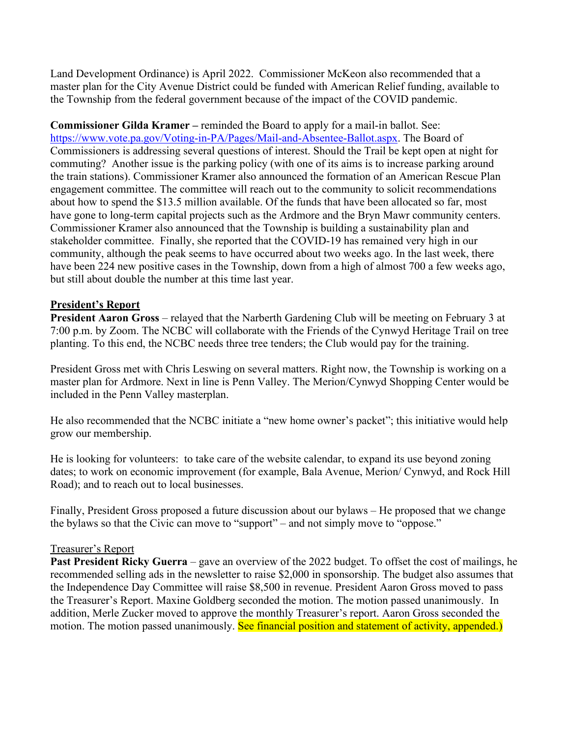Land Development Ordinance) is April 2022. Commissioner McKeon also recommended that a master plan for the City Avenue District could be funded with American Relief funding, available to the Township from the federal government because of the impact of the COVID pandemic.

**Commissioner Gilda Kramer –** reminded the Board to apply for a mail-in ballot. See: [https://www.vote.pa.gov/Voting-in-PA/Pages/Mail-and-Absentee-Ballot.aspx](https://www.vote.pa.gov/Voting-in-PA/Pages/Mail-and-Absentee-Ballot.aspx). The Board of Commissioners is addressing several questions of interest. Should the Trail be kept open at night for commuting? Another issue is the parking policy (with one of its aims is to increase parking around the train stations). Commissioner Kramer also announced the formation of an American Rescue Plan engagement committee. The committee will reach out to the community to solicit recommendations about how to spend the $13.5 million available. Of the funds that have been allocated so far, most have gone to long-term capital projects such as the Ardmore and the Bryn Mawr community centers. Commissioner Kramer also announced that the Township is building a sustainability plan and stakeholder committee. Finally, she reported that the COVID-19 has remained very high in our community, although the peak seems to have occurred about two weeks ago. In the last week, there have been 224 new positive cases in the Township, down from a high of almost 700 a few weeks ago, but still about double the number at this time last year.

**President's Report**

**President Aaron Gross** – relayed that the Narberth Gardening Club will be meeting on February 3 at 7:00 p.m. by Zoom. The NCBC will collaborate with the Friends of the Cynwyd Heritage Trail on tree planting. To this end, the NCBC needs three tree tenders; the Club would pay for the training.

President Gross met with Chris Leswing on several matters. Right now, the Township is working on a master plan for Ardmore. Next in line is Penn Valley. The Merion/Cynwyd Shopping Center would be included in the Penn Valley masterplan.

He also recommended that the NCBC initiate a "new home owner's packet"; this initiative would help grow our membership.

He is looking for volunteers: to take care of the website calendar, to expand its use beyond zoning dates; to work on economic improvement (for example, Bala Avenue, Merion/ Cynwyd, and Rock Hill Road); and to reach out to local businesses.

Finally, President Gross proposed a future discussion about our bylaws – He proposed that we change the bylaws so that the Civic can move to "support" – and not simply move to "oppose."

Treasurer's Report

**Past President Ricky Guerra** – gave an overview of the 2022 budget. To offset the cost of mailings, he recommended selling ads in the newsletter to raise $2,000 in sponsorship. The budget also assumes that the Independence Day Committee will raise $8,500 in revenue. President Aaron Gross moved to pass the Treasurer's Report. Maxine Goldberg seconded the motion. The motion passed unanimously. In addition, Merle Zucker moved to approve the monthly Treasurer's report. Aaron Gross seconded the motion. The motion passed unanimously. See financial position and statement of activity, appended.)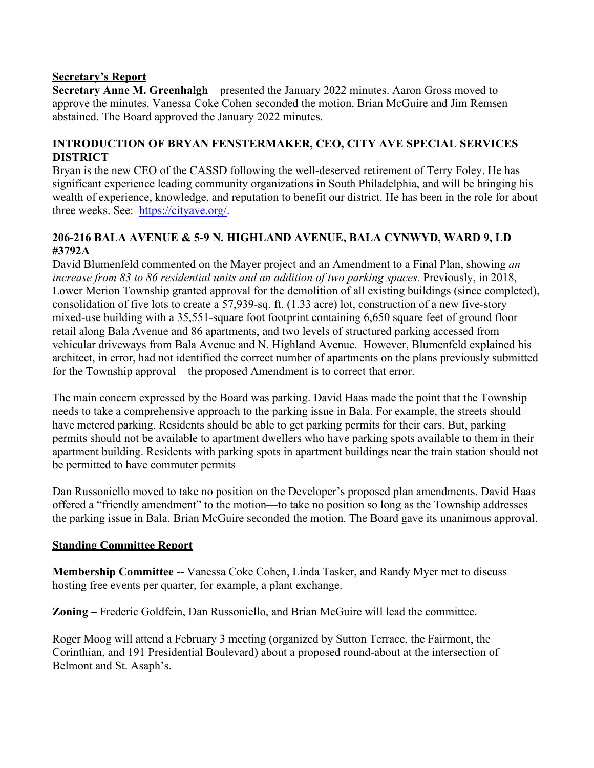**<u>Secretary's Report</u>**

**Secretary Anne M. Greenhalgh** – presented the January 2022 minutes. Aaron Gross moved to approve the minutes. Vanessa Coke Cohen seconded the motion. Brian McGuire and Jim Remsen abstained. The Board approved the January 2022 minutes.

**INTRODUCTION OF BRYAN FENSTERMAKER, CEO, CITY AVE SPECIAL SERVICES DISTRICT**

Bryan is the new CEO of the CASSD following the well-deserved retirement of Terry Foley. He has significant experience leading community organizations in South Philadelphia, and will be bringing his wealth of experience, knowledge, and reputation to benefit our district. He has been in the role for about three weeks. See: https://cityave.org/.

**206-216 BALA AVENUE & 5-9 N. HIGHLAND AVENUE, BALA CYNWYD, WARD 9, LD #3792A**

David Blumenfeld commented on the Mayer project and an Amendment to a Final Plan, showing *an increase from 83 to 86 residential units and an addition of two parking spaces.* Previously, in 2018, Lower Merion Township granted approval for the demolition of all existing buildings (since completed), consolidation of five lots to create a 57,939-sq. ft. (1.33 acre) lot, construction of a new five-story mixed-use building with a 35,551-square foot footprint containing 6,650 square feet of ground floor retail along Bala Avenue and 86 apartments, and two levels of structured parking accessed from vehicular driveways from Bala Avenue and N. Highland Avenue. However, Blumenfeld explained his architect, in error, had not identified the correct number of apartments on the plans previously submitted for the Township approval – the proposed Amendment is to correct that error.

The main concern expressed by the Board was parking. David Haas made the point that the Township needs to take a comprehensive approach to the parking issue in Bala. For example, the streets should have metered parking. Residents should be able to get parking permits for their cars. But, parking permits should not be available to apartment dwellers who have parking spots available to them in their apartment building. Residents with parking spots in apartment buildings near the train station should not be permitted to have commuter permits

Dan Russoniello moved to take no position on the Developer's proposed plan amendments. David Haas offered a "friendly amendment" to the motion—to take no position so long as the Township addresses the parking issue in Bala. Brian McGuire seconded the motion. The Board gave its unanimous approval.

**<u>Standing Committee Report</u>**

**Membership Committee --** Vanessa Coke Cohen, Linda Tasker, and Randy Myer met to discuss hosting free events per quarter, for example, a plant exchange.

**Zoning –** Frederic Goldfein, Dan Russoniello, and Brian McGuire will lead the committee.

Roger Moog will attend a February 3 meeting (organized by Sutton Terrace, the Fairmont, the Corinthian, and 191 Presidential Boulevard) about a proposed round-about at the intersection of Belmont and St. Asaph's.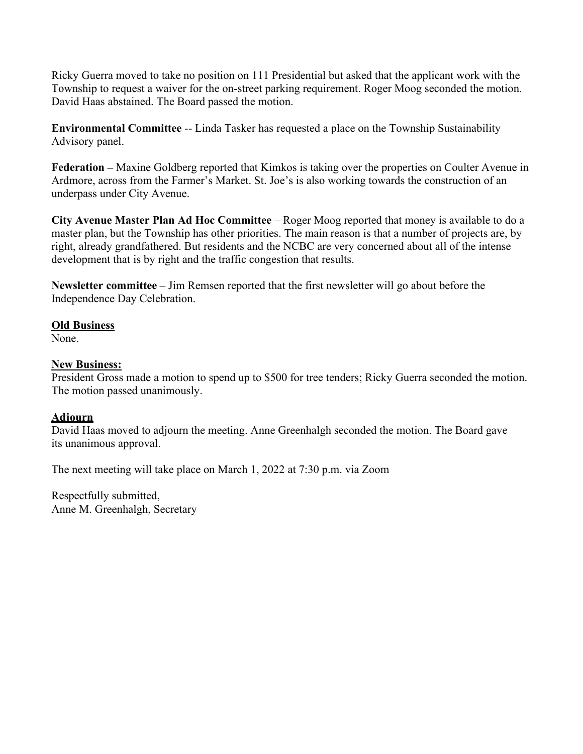Ricky Guerra moved to take no position on 111 Presidential but asked that the applicant work with the Township to request a waiver for the on-street parking requirement. Roger Moog seconded the motion. David Haas abstained. The Board passed the motion.

**Environmental Committee** -- Linda Tasker has requested a place on the Township Sustainability Advisory panel.

**Federation –** Maxine Goldberg reported that Kimkos is taking over the properties on Coulter Avenue in Ardmore, across from the Farmer's Market. St. Joe's is also working towards the construction of an underpass under City Avenue.

**City Avenue Master Plan Ad Hoc Committee** – Roger Moog reported that money is available to do a master plan, but the Township has other priorities. The main reason is that a number of projects are, by right, already grandfathered. But residents and the NCBC are very concerned about all of the intense development that is by right and the traffic congestion that results.

**Newsletter committee** – Jim Remsen reported that the first newsletter will go about before the Independence Day Celebration.

**Old Business**

None.

**New Business:**

President Gross made a motion to spend up to $500 for tree tenders; Ricky Guerra seconded the motion. The motion passed unanimously.

**Adjourn**

David Haas moved to adjourn the meeting. Anne Greenhalgh seconded the motion. The Board gave its unanimous approval.

The next meeting will take place on March 1, 2022 at 7:30 p.m. via Zoom

Respectfully submitted,
Anne M. Greenhalgh, Secretary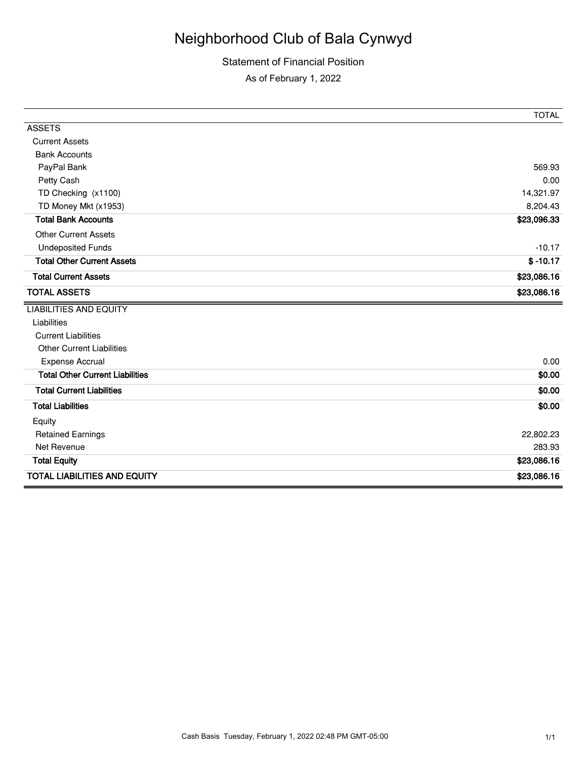# Neighborhood Club of Bala Cynwyd

Statement of Financial Position

As of February 1, 2022

| | TOTAL |
|---|---|
| ASSETS | |
| Current Assets | |
| Bank Accounts | |
| PayPal Bank | 569.93 |
| Petty Cash | 0.00 |
| TD Checking (x1100) | 14,321.97 |
| TD Money Mkt (x1953) | 8,204.43 |
| **Total Bank Accounts** | **$23,096.33** |
| Other Current Assets | |
| Undeposited Funds | -10.17 |
| **Total Other Current Assets** | **$ -10.17** |
| **Total Current Assets** | **$23,086.16** |
| **TOTAL ASSETS** | **$23,086.16** |
| LIABILITIES AND EQUITY | |
| Liabilities | |
| Current Liabilities | |
| Other Current Liabilities | |
| Expense Accrual | 0.00 |
| **Total Other Current Liabilities** | **$0.00** |
| **Total Current Liabilities** | **$0.00** |
| **Total Liabilities** | **$0.00** |
| Equity | |
| Retained Earnings | 22,802.23 |
| Net Revenue | 283.93 |
| **Total Equity** | **$23,086.16** |
| **TOTAL LIABILITIES AND EQUITY** | **$23,086.16** |

Cash Basis Tuesday, February 1, 2022 02:48 PM GMT-05:00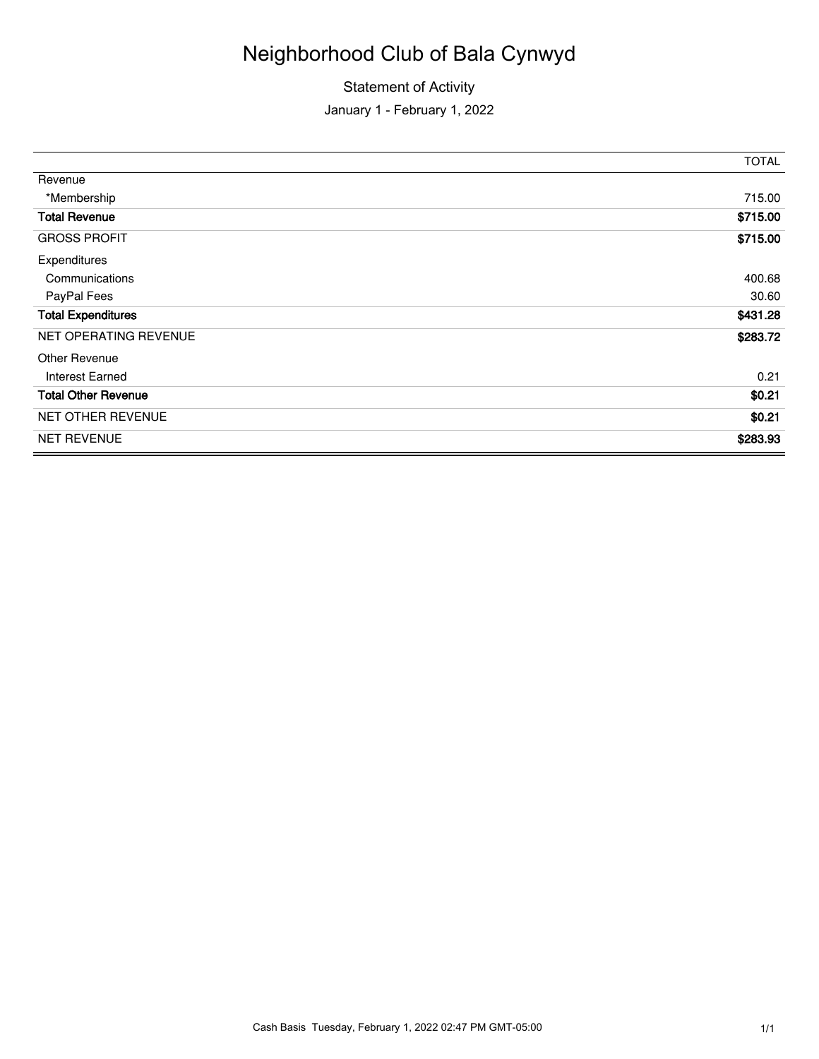# Neighborhood Club of Bala Cynwyd

Statement of Activity

January 1 - February 1, 2022

| | TOTAL |
|---|---|
| Revenue | |
| *Membership | 715.00 |
| **Total Revenue** | **$715.00** |
| GROSS PROFIT | **$715.00** |
| Expenditures | |
| Communications | 400.68 |
| PayPal Fees | 30.60 |
| **Total Expenditures** | **$431.28** |
| NET OPERATING REVENUE | **$283.72** |
| Other Revenue | |
| Interest Earned | 0.21 |
| **Total Other Revenue** | **$0.21** |
| NET OTHER REVENUE | **$0.21** |
| NET REVENUE | **$283.93** |

Cash Basis Tuesday, February 1, 2022 02:47 PM GMT-05:00